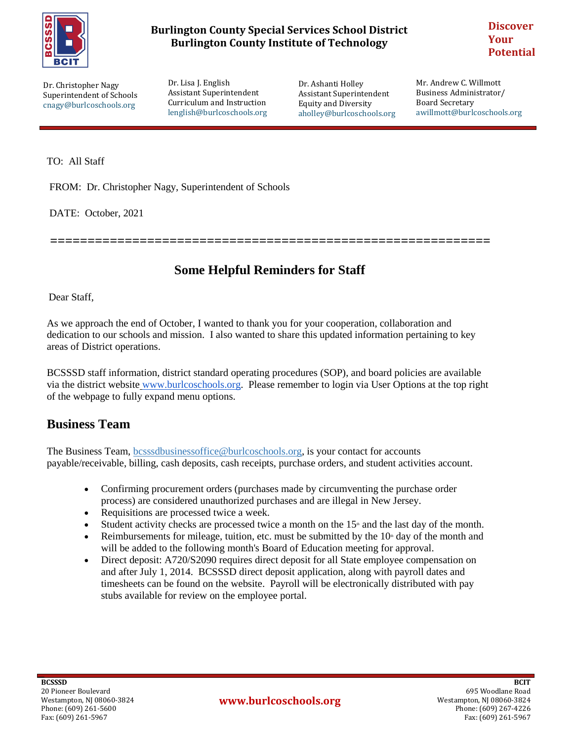**Burlington County Special Services School District**
**Burlington County Institute of Technology**

**Discover Your Potential**

Dr. Christopher Nagy
Superintendent of Schools
cnagy@burlcoschools.org

Dr. Lisa J. English
Assistant Superintendent
Curriculum and Instruction
lenglish@burlcoschools.org

Dr. Ashanti Holley
Assistant Superintendent
Equity and Diversity
aholley@burlcoschools.org

Mr. Andrew C. Willmott
Business Administrator/
Board Secretary
awillmott@burlcoschools.org

---

TO: All Staff

FROM: Dr. Christopher Nagy, Superintendent of Schools

DATE: October, 2021

==========================================================

# Some Helpful Reminders for Staff

Dear Staff,

As we approach the end of October, I wanted to thank you for your cooperation, collaboration and dedication to our schools and mission. I also wanted to share this updated information pertaining to key areas of District operations.

BCSSSD staff information, district standard operating procedures (SOP), and board policies are available via the district website www.burlcoschools.org. Please remember to login via User Options at the top right of the webpage to fully expand menu options.

## Business Team

The Business Team, bcsssdbusinessoffice@burlcoschools.org, is your contact for accounts payable/receivable, billing, cash deposits, cash receipts, purchase orders, and student activities account.

- Confirming procurement orders (purchases made by circumventing the purchase order process) are considered unauthorized purchases and are illegal in New Jersey.
- Requisitions are processed twice a week.
- Student activity checks are processed twice a month on the 15th and the last day of the month.
- Reimbursements for mileage, tuition, etc. must be submitted by the 10th day of the month and will be added to the following month's Board of Education meeting for approval.
- Direct deposit: A720/S2090 requires direct deposit for all State employee compensation on and after July 1, 2014. BCSSSD direct deposit application, along with payroll dates and timesheets can be found on the website. Payroll will be electronically distributed with pay stubs available for review on the employee portal.

---

**BCSSSD**
20 Pioneer Boulevard
Westampton, NJ 08060-3824
Phone: (609) 261-5600
Fax: (609) 261-5967

**www.burlcoschools.org**

**BCIT**
695 Woodlane Road
Westampton, NJ 08060-3824
Phone: (609) 267-4226
Fax: (609) 261-5967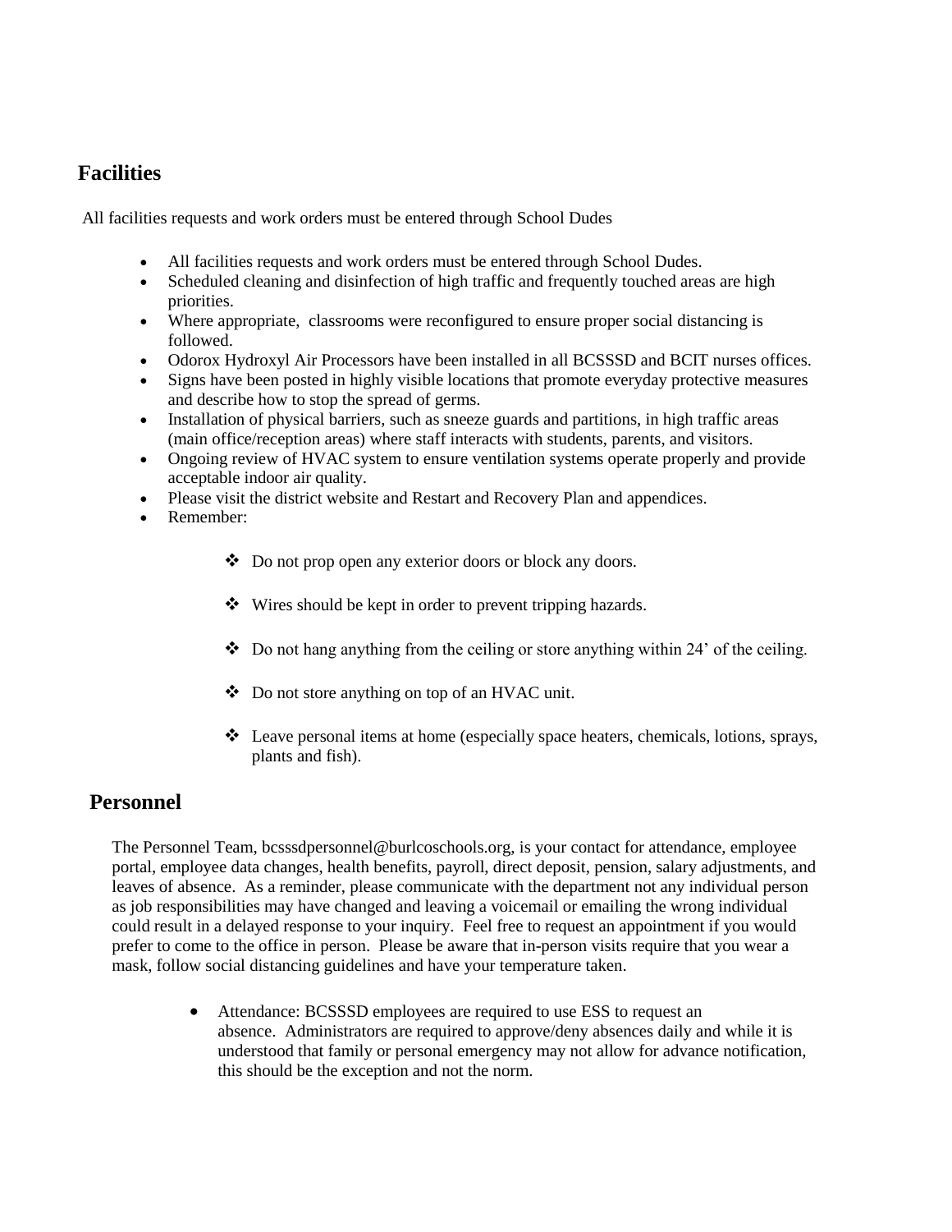## Facilities

All facilities requests and work orders must be entered through School Dudes

- All facilities requests and work orders must be entered through School Dudes.
- Scheduled cleaning and disinfection of high traffic and frequently touched areas are high priorities.
- Where appropriate, classrooms were reconfigured to ensure proper social distancing is followed.
- Odorox Hydroxyl Air Processors have been installed in all BCSSSD and BCIT nurses offices.
- Signs have been posted in highly visible locations that promote everyday protective measures and describe how to stop the spread of germs.
- Installation of physical barriers, such as sneeze guards and partitions, in high traffic areas (main office/reception areas) where staff interacts with students, parents, and visitors.
- Ongoing review of HVAC system to ensure ventilation systems operate properly and provide acceptable indoor air quality.
- Please visit the district website and Restart and Recovery Plan and appendices.
- Remember:
  - Do not prop open any exterior doors or block any doors.
  - Wires should be kept in order to prevent tripping hazards.
  - Do not hang anything from the ceiling or store anything within 24' of the ceiling.
  - Do not store anything on top of an HVAC unit.
  - Leave personal items at home (especially space heaters, chemicals, lotions, sprays, plants and fish).

## Personnel

The Personnel Team, bcsssdpersonnel@burlcoschools.org, is your contact for attendance, employee portal, employee data changes, health benefits, payroll, direct deposit, pension, salary adjustments, and leaves of absence. As a reminder, please communicate with the department not any individual person as job responsibilities may have changed and leaving a voicemail or emailing the wrong individual could result in a delayed response to your inquiry. Feel free to request an appointment if you would prefer to come to the office in person. Please be aware that in-person visits require that you wear a mask, follow social distancing guidelines and have your temperature taken.

- Attendance: BCSSSD employees are required to use ESS to request an absence. Administrators are required to approve/deny absences daily and while it is understood that family or personal emergency may not allow for advance notification, this should be the exception and not the norm.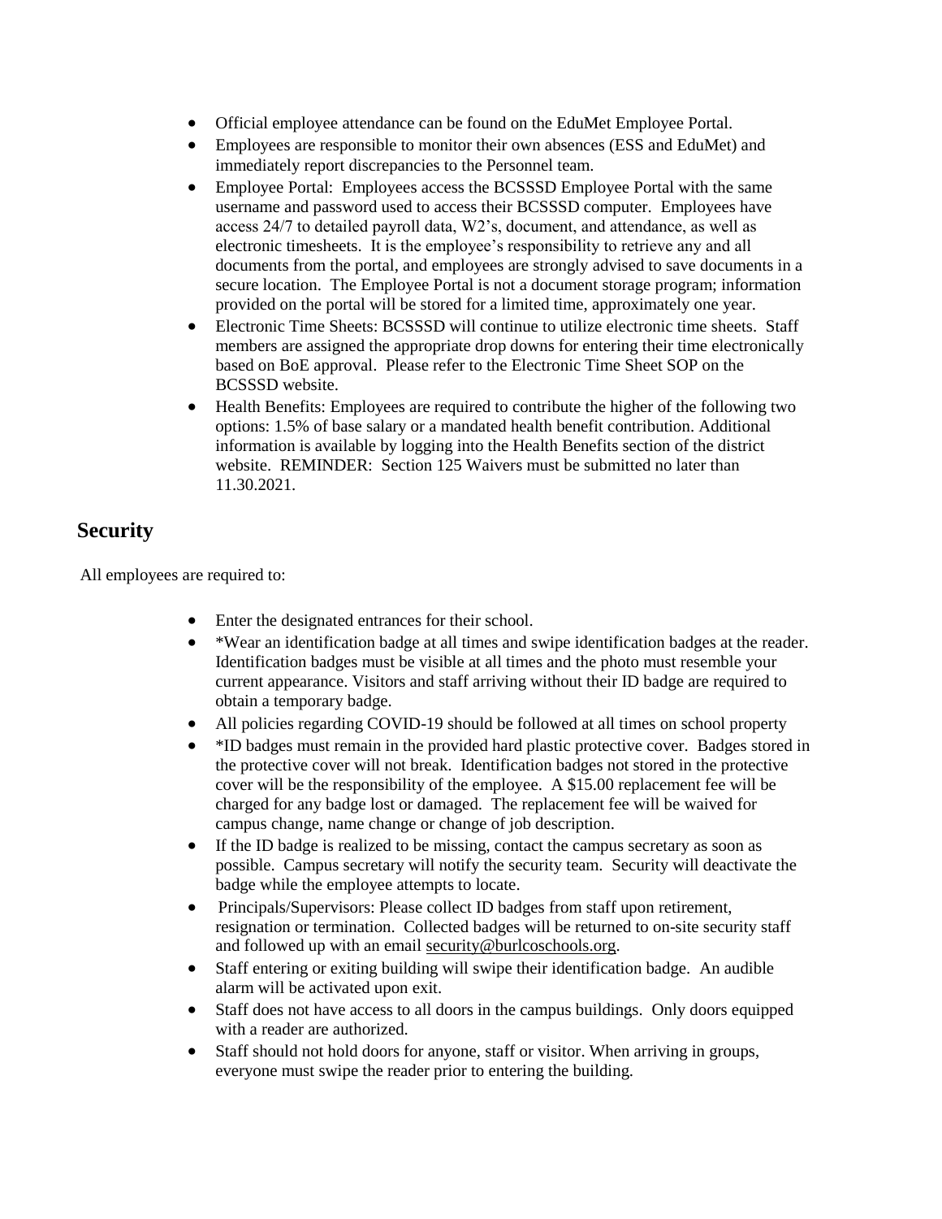- Official employee attendance can be found on the EduMet Employee Portal.
- Employees are responsible to monitor their own absences (ESS and EduMet) and immediately report discrepancies to the Personnel team.
- Employee Portal: Employees access the BCSSSD Employee Portal with the same username and password used to access their BCSSSD computer. Employees have access 24/7 to detailed payroll data, W2's, document, and attendance, as well as electronic timesheets. It is the employee's responsibility to retrieve any and all documents from the portal, and employees are strongly advised to save documents in a secure location. The Employee Portal is not a document storage program; information provided on the portal will be stored for a limited time, approximately one year.
- Electronic Time Sheets: BCSSSD will continue to utilize electronic time sheets. Staff members are assigned the appropriate drop downs for entering their time electronically based on BoE approval. Please refer to the Electronic Time Sheet SOP on the BCSSSD website.
- Health Benefits: Employees are required to contribute the higher of the following two options: 1.5% of base salary or a mandated health benefit contribution. Additional information is available by logging into the Health Benefits section of the district website. REMINDER: Section 125 Waivers must be submitted no later than 11.30.2021.

## Security

All employees are required to:

- Enter the designated entrances for their school.
- *Wear an identification badge at all times and swipe identification badges at the reader. Identification badges must be visible at all times and the photo must resemble your current appearance. Visitors and staff arriving without their ID badge are required to obtain a temporary badge.
- All policies regarding COVID-19 should be followed at all times on school property
- *ID badges must remain in the provided hard plastic protective cover. Badges stored in the protective cover will not break. Identification badges not stored in the protective cover will be the responsibility of the employee. A $15.00 replacement fee will be charged for any badge lost or damaged. The replacement fee will be waived for campus change, name change or change of job description.
- If the ID badge is realized to be missing, contact the campus secretary as soon as possible. Campus secretary will notify the security team. Security will deactivate the badge while the employee attempts to locate.
- Principals/Supervisors: Please collect ID badges from staff upon retirement, resignation or termination. Collected badges will be returned to on-site security staff and followed up with an email security@burlcoschools.org.
- Staff entering or exiting building will swipe their identification badge. An audible alarm will be activated upon exit.
- Staff does not have access to all doors in the campus buildings. Only doors equipped with a reader are authorized.
- Staff should not hold doors for anyone, staff or visitor. When arriving in groups, everyone must swipe the reader prior to entering the building.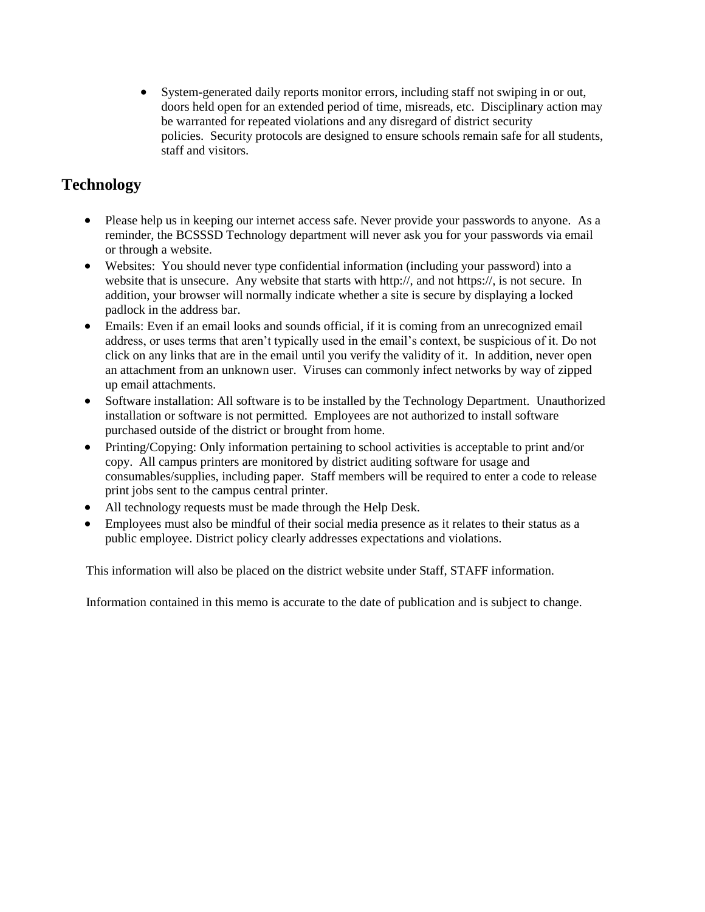- System-generated daily reports monitor errors, including staff not swiping in or out, doors held open for an extended period of time, misreads, etc. Disciplinary action may be warranted for repeated violations and any disregard of district security policies. Security protocols are designed to ensure schools remain safe for all students, staff and visitors.

## Technology

- Please help us in keeping our internet access safe. Never provide your passwords to anyone. As a reminder, the BCSSSD Technology department will never ask you for your passwords via email or through a website.
- Websites: You should never type confidential information (including your password) into a website that is unsecure. Any website that starts with http://, and not https://, is not secure. In addition, your browser will normally indicate whether a site is secure by displaying a locked padlock in the address bar.
- Emails: Even if an email looks and sounds official, if it is coming from an unrecognized email address, or uses terms that aren't typically used in the email's context, be suspicious of it. Do not click on any links that are in the email until you verify the validity of it. In addition, never open an attachment from an unknown user. Viruses can commonly infect networks by way of zipped up email attachments.
- Software installation: All software is to be installed by the Technology Department. Unauthorized installation or software is not permitted. Employees are not authorized to install software purchased outside of the district or brought from home.
- Printing/Copying: Only information pertaining to school activities is acceptable to print and/or copy. All campus printers are monitored by district auditing software for usage and consumables/supplies, including paper. Staff members will be required to enter a code to release print jobs sent to the campus central printer.
- All technology requests must be made through the Help Desk.
- Employees must also be mindful of their social media presence as it relates to their status as a public employee. District policy clearly addresses expectations and violations.

This information will also be placed on the district website under Staff, STAFF information.

Information contained in this memo is accurate to the date of publication and is subject to change.